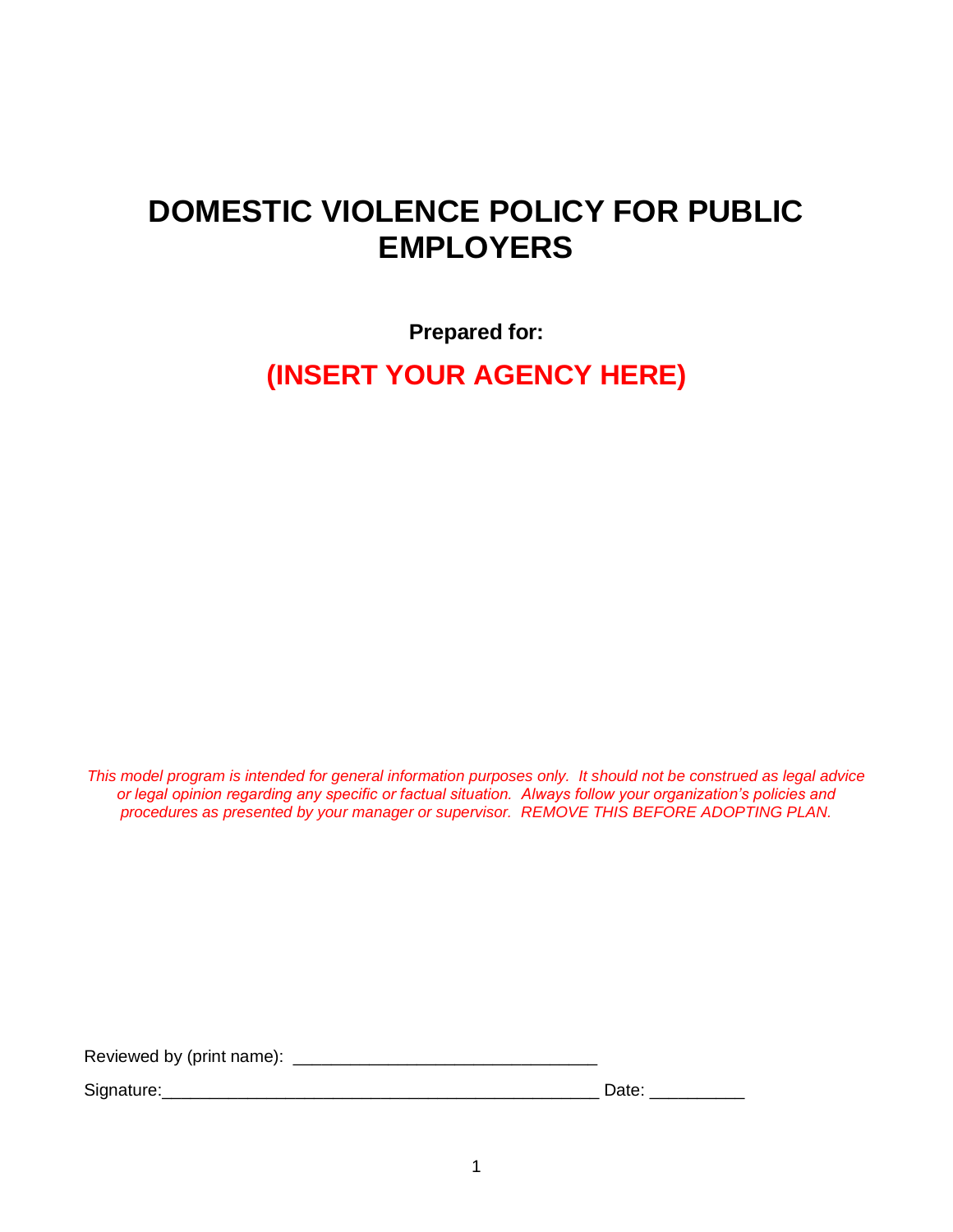# DOMESTIC VIOLENCE POLICY FOR PUBLIC EMPLOYERS

**Prepared for:**

## (INSERT YOUR AGENCY HERE)

*This model program is intended for general information purposes only. It should not be construed as legal advice or legal opinion regarding any specific or factual situation. Always follow your organization's policies and procedures as presented by your manager or supervisor. REMOVE THIS BEFORE ADOPTING PLAN.*

Reviewed by (print name): ______________________________

Signature:_____________________________________________ Date: __________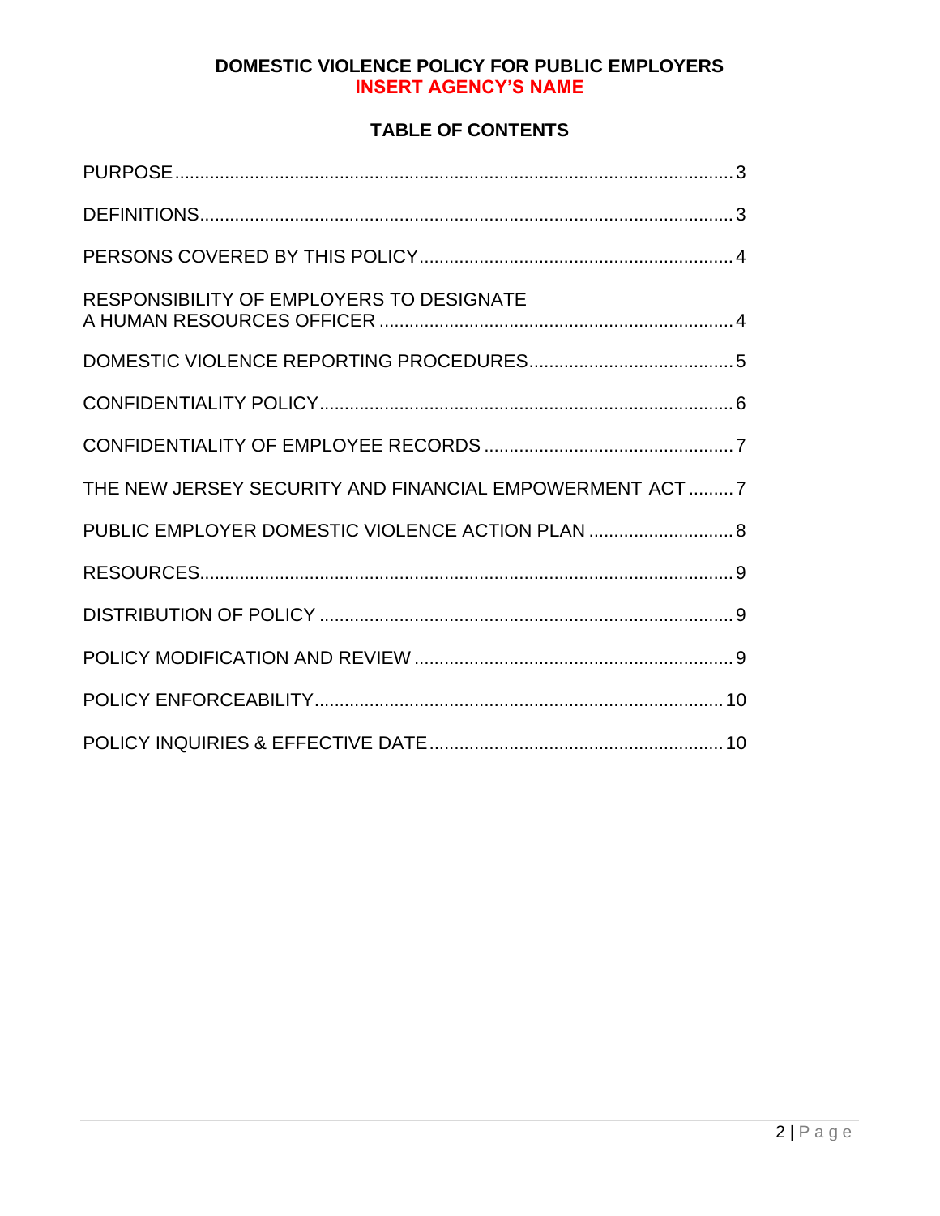**DOMESTIC VIOLENCE POLICY FOR PUBLIC EMPLOYERS**
**INSERT AGENCY'S NAME**

## TABLE OF CONTENTS

| Section | Page |
|---|---|
| PURPOSE | 3 |
| DEFINITIONS | 3 |
| PERSONS COVERED BY THIS POLICY | 4 |
| RESPONSIBILITY OF EMPLOYERS TO DESIGNATE A HUMAN RESOURCES OFFICER | 4 |
| DOMESTIC VIOLENCE REPORTING PROCEDURES | 5 |
| CONFIDENTIALITY POLICY | 6 |
| CONFIDENTIALITY OF EMPLOYEE RECORDS | 7 |
| THE NEW JERSEY SECURITY AND FINANCIAL EMPOWERMENT ACT | 7 |
| PUBLIC EMPLOYER DOMESTIC VIOLENCE ACTION PLAN | 8 |
| RESOURCES | 9 |
| DISTRIBUTION OF POLICY | 9 |
| POLICY MODIFICATION AND REVIEW | 9 |
| POLICY ENFORCEABILITY | 10 |
| POLICY INQUIRIES & EFFECTIVE DATE | 10 |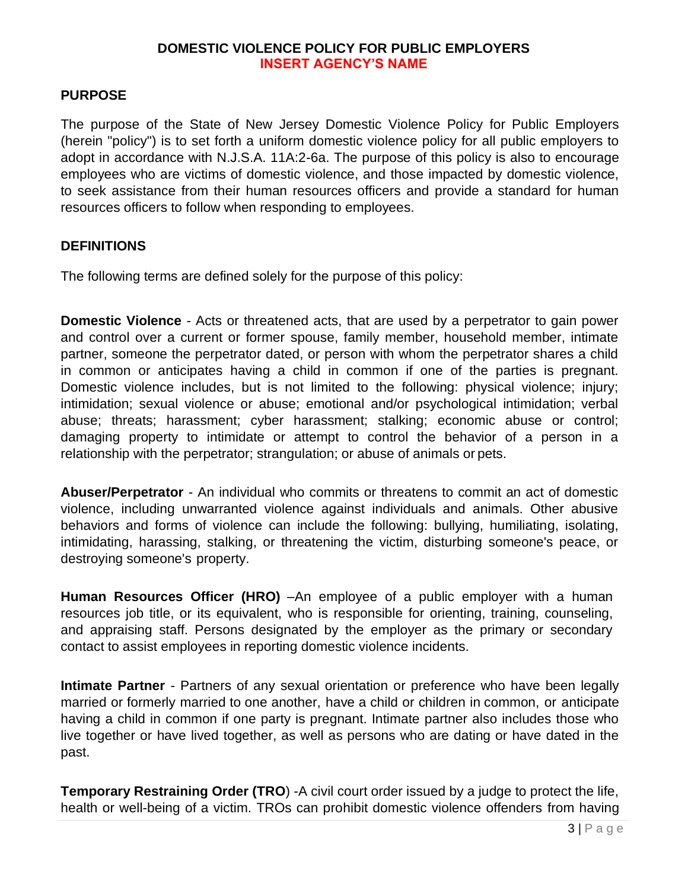# DOMESTIC VIOLENCE POLICY FOR PUBLIC EMPLOYERS
**INSERT AGENCY'S NAME**

## PURPOSE

The purpose of the State of New Jersey Domestic Violence Policy for Public Employers (herein "policy") is to set forth a uniform domestic violence policy for all public employers to adopt in accordance with N.J.S.A. 11A:2-6a. The purpose of this policy is also to encourage employees who are victims of domestic violence, and those impacted by domestic violence, to seek assistance from their human resources officers and provide a standard for human resources officers to follow when responding to employees.

## DEFINITIONS

The following terms are defined solely for the purpose of this policy:

**Domestic Violence** - Acts or threatened acts, that are used by a perpetrator to gain power and control over a current or former spouse, family member, household member, intimate partner, someone the perpetrator dated, or person with whom the perpetrator shares a child in common or anticipates having a child in common if one of the parties is pregnant. Domestic violence includes, but is not limited to the following: physical violence; injury; intimidation; sexual violence or abuse; emotional and/or psychological intimidation; verbal abuse; threats; harassment; cyber harassment; stalking; economic abuse or control; damaging property to intimidate or attempt to control the behavior of a person in a relationship with the perpetrator; strangulation; or abuse of animals or pets.

**Abuser/Perpetrator** - An individual who commits or threatens to commit an act of domestic violence, including unwarranted violence against individuals and animals. Other abusive behaviors and forms of violence can include the following: bullying, humiliating, isolating, intimidating, harassing, stalking, or threatening the victim, disturbing someone's peace, or destroying someone's property.

**Human Resources Officer (HRO)** –An employee of a public employer with a human resources job title, or its equivalent, who is responsible for orienting, training, counseling, and appraising staff. Persons designated by the employer as the primary or secondary contact to assist employees in reporting domestic violence incidents.

**Intimate Partner** - Partners of any sexual orientation or preference who have been legally married or formerly married to one another, have a child or children in common, or anticipate having a child in common if one party is pregnant. Intimate partner also includes those who live together or have lived together, as well as persons who are dating or have dated in the past.

**Temporary Restraining Order (TRO**) -A civil court order issued by a judge to protect the life, health or well-being of a victim. TROs can prohibit domestic violence offenders from having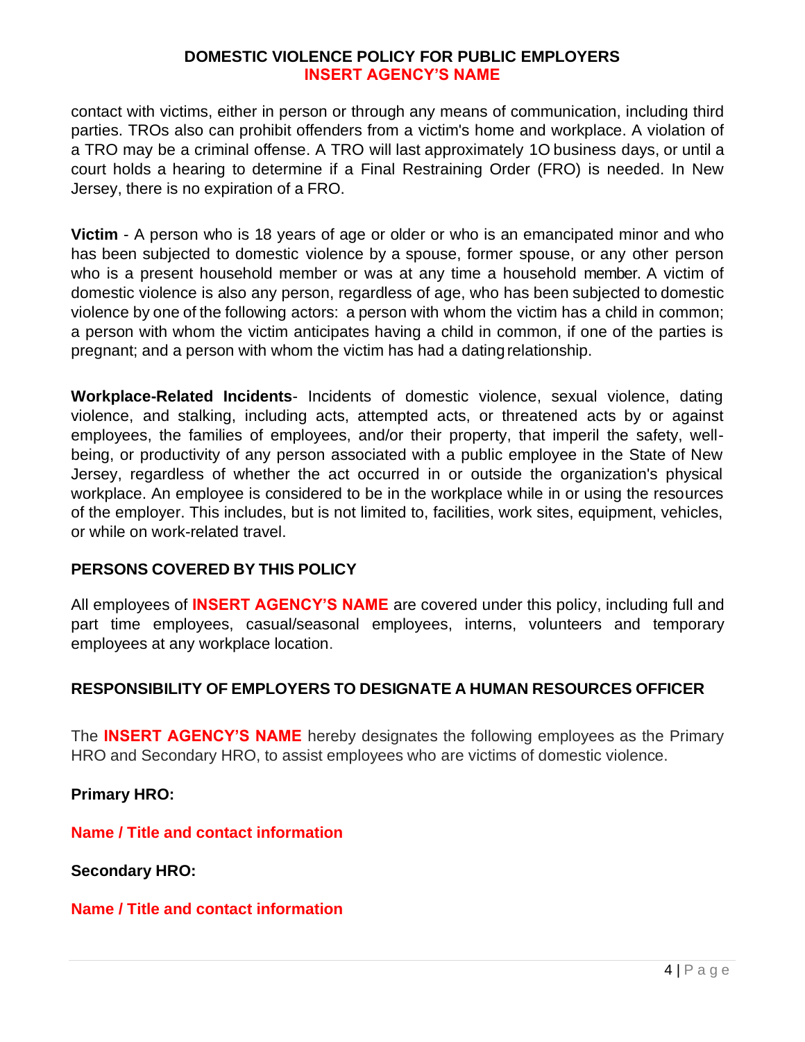contact with victims, either in person or through any means of communication, including third parties. TROs also can prohibit offenders from a victim's home and workplace. A violation of a TRO may be a criminal offense. A TRO will last approximately 1O business days, or until a court holds a hearing to determine if a Final Restraining Order (FRO) is needed. In New Jersey, there is no expiration of a FRO.

**Victim** - A person who is 18 years of age or older or who is an emancipated minor and who has been subjected to domestic violence by a spouse, former spouse, or any other person who is a present household member or was at any time a household member. A victim of domestic violence is also any person, regardless of age, who has been subjected to domestic violence by one of the following actors: a person with whom the victim has a child in common; a person with whom the victim anticipates having a child in common, if one of the parties is pregnant; and a person with whom the victim has had a dating relationship.

**Workplace-Related Incidents**- Incidents of domestic violence, sexual violence, dating violence, and stalking, including acts, attempted acts, or threatened acts by or against employees, the families of employees, and/or their property, that imperil the safety, well-being, or productivity of any person associated with a public employee in the State of New Jersey, regardless of whether the act occurred in or outside the organization's physical workplace. An employee is considered to be in the workplace while in or using the resources of the employer. This includes, but is not limited to, facilities, work sites, equipment, vehicles, or while on work-related travel.

## PERSONS COVERED BY THIS POLICY

All employees of **INSERT AGENCY'S NAME** are covered under this policy, including full and part time employees, casual/seasonal employees, interns, volunteers and temporary employees at any workplace location.

## RESPONSIBILITY OF EMPLOYERS TO DESIGNATE A HUMAN RESOURCES OFFICER

The **INSERT AGENCY'S NAME** hereby designates the following employees as the Primary HRO and Secondary HRO, to assist employees who are victims of domestic violence.

**Primary HRO:**

**Name / Title and contact information**

**Secondary HRO:**

**Name / Title and contact information**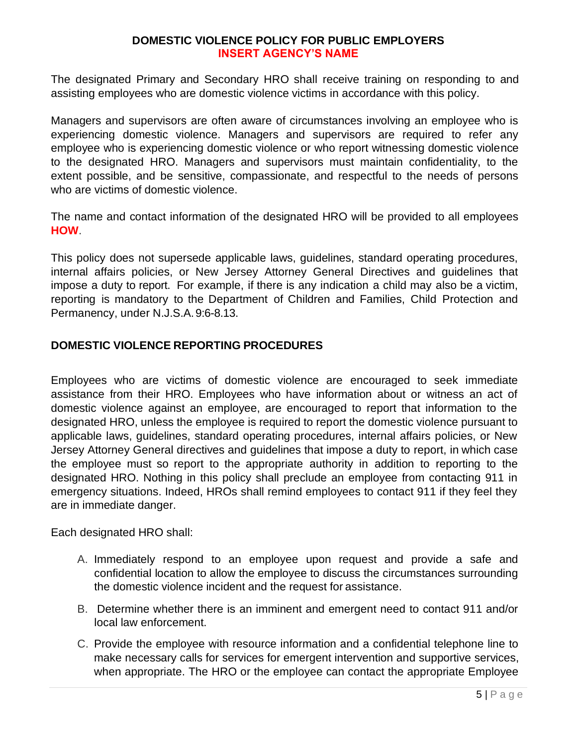The designated Primary and Secondary HRO shall receive training on responding to and assisting employees who are domestic violence victims in accordance with this policy.

Managers and supervisors are often aware of circumstances involving an employee who is experiencing domestic violence. Managers and supervisors are required to refer any employee who is experiencing domestic violence or who report witnessing domestic violence to the designated HRO. Managers and supervisors must maintain confidentiality, to the extent possible, and be sensitive, compassionate, and respectful to the needs of persons who are victims of domestic violence.

The name and contact information of the designated HRO will be provided to all employees **HOW**.

This policy does not supersede applicable laws, guidelines, standard operating procedures, internal affairs policies, or New Jersey Attorney General Directives and guidelines that impose a duty to report. For example, if there is any indication a child may also be a victim, reporting is mandatory to the Department of Children and Families, Child Protection and Permanency, under N.J.S.A. 9:6-8.13.

## DOMESTIC VIOLENCE REPORTING PROCEDURES

Employees who are victims of domestic violence are encouraged to seek immediate assistance from their HRO. Employees who have information about or witness an act of domestic violence against an employee, are encouraged to report that information to the designated HRO, unless the employee is required to report the domestic violence pursuant to applicable laws, guidelines, standard operating procedures, internal affairs policies, or New Jersey Attorney General directives and guidelines that impose a duty to report, in which case the employee must so report to the appropriate authority in addition to reporting to the designated HRO. Nothing in this policy shall preclude an employee from contacting 911 in emergency situations. Indeed, HROs shall remind employees to contact 911 if they feel they are in immediate danger.

Each designated HRO shall:

A. Immediately respond to an employee upon request and provide a safe and confidential location to allow the employee to discuss the circumstances surrounding the domestic violence incident and the request for assistance.

B. Determine whether there is an imminent and emergent need to contact 911 and/or local law enforcement.

C. Provide the employee with resource information and a confidential telephone line to make necessary calls for services for emergent intervention and supportive services, when appropriate. The HRO or the employee can contact the appropriate Employee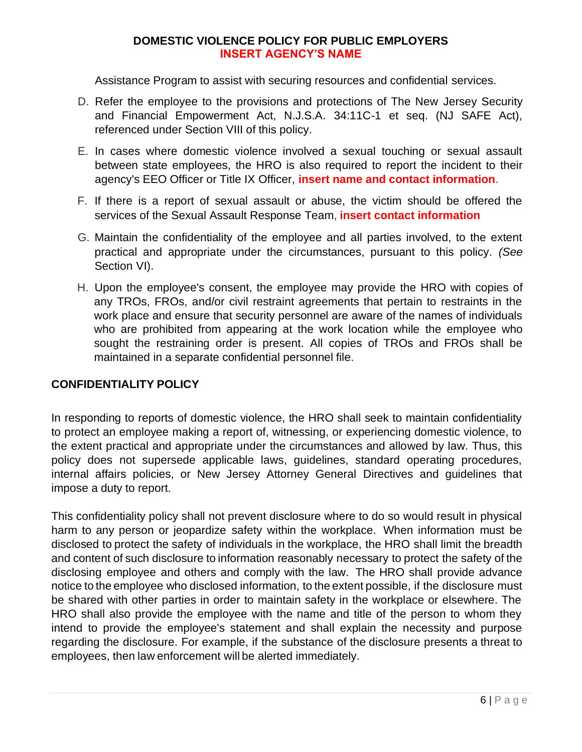Assistance Program to assist with securing resources and confidential services.

D. Refer the employee to the provisions and protections of The New Jersey Security and Financial Empowerment Act, N.J.S.A. 34:11C-1 et seq. (NJ SAFE Act), referenced under Section VIII of this policy.

E. In cases where domestic violence involved a sexual touching or sexual assault between state employees, the HRO is also required to report the incident to their agency's EEO Officer or Title IX Officer, **insert name and contact information**.

F. If there is a report of sexual assault or abuse, the victim should be offered the services of the Sexual Assault Response Team, **insert contact information**

G. Maintain the confidentiality of the employee and all parties involved, to the extent practical and appropriate under the circumstances, pursuant to this policy. *(See* Section VI).

H. Upon the employee's consent, the employee may provide the HRO with copies of any TROs, FROs, and/or civil restraint agreements that pertain to restraints in the work place and ensure that security personnel are aware of the names of individuals who are prohibited from appearing at the work location while the employee who sought the restraining order is present. All copies of TROs and FROs shall be maintained in a separate confidential personnel file.

## CONFIDENTIALITY POLICY

In responding to reports of domestic violence, the HRO shall seek to maintain confidentiality to protect an employee making a report of, witnessing, or experiencing domestic violence, to the extent practical and appropriate under the circumstances and allowed by law. Thus, this policy does not supersede applicable laws, guidelines, standard operating procedures, internal affairs policies, or New Jersey Attorney General Directives and guidelines that impose a duty to report.

This confidentiality policy shall not prevent disclosure where to do so would result in physical harm to any person or jeopardize safety within the workplace. When information must be disclosed to protect the safety of individuals in the workplace, the HRO shall limit the breadth and content of such disclosure to information reasonably necessary to protect the safety of the disclosing employee and others and comply with the law. The HRO shall provide advance notice to the employee who disclosed information, to the extent possible, if the disclosure must be shared with other parties in order to maintain safety in the workplace or elsewhere. The HRO shall also provide the employee with the name and title of the person to whom they intend to provide the employee's statement and shall explain the necessity and purpose regarding the disclosure. For example, if the substance of the disclosure presents a threat to employees, then law enforcement will be alerted immediately.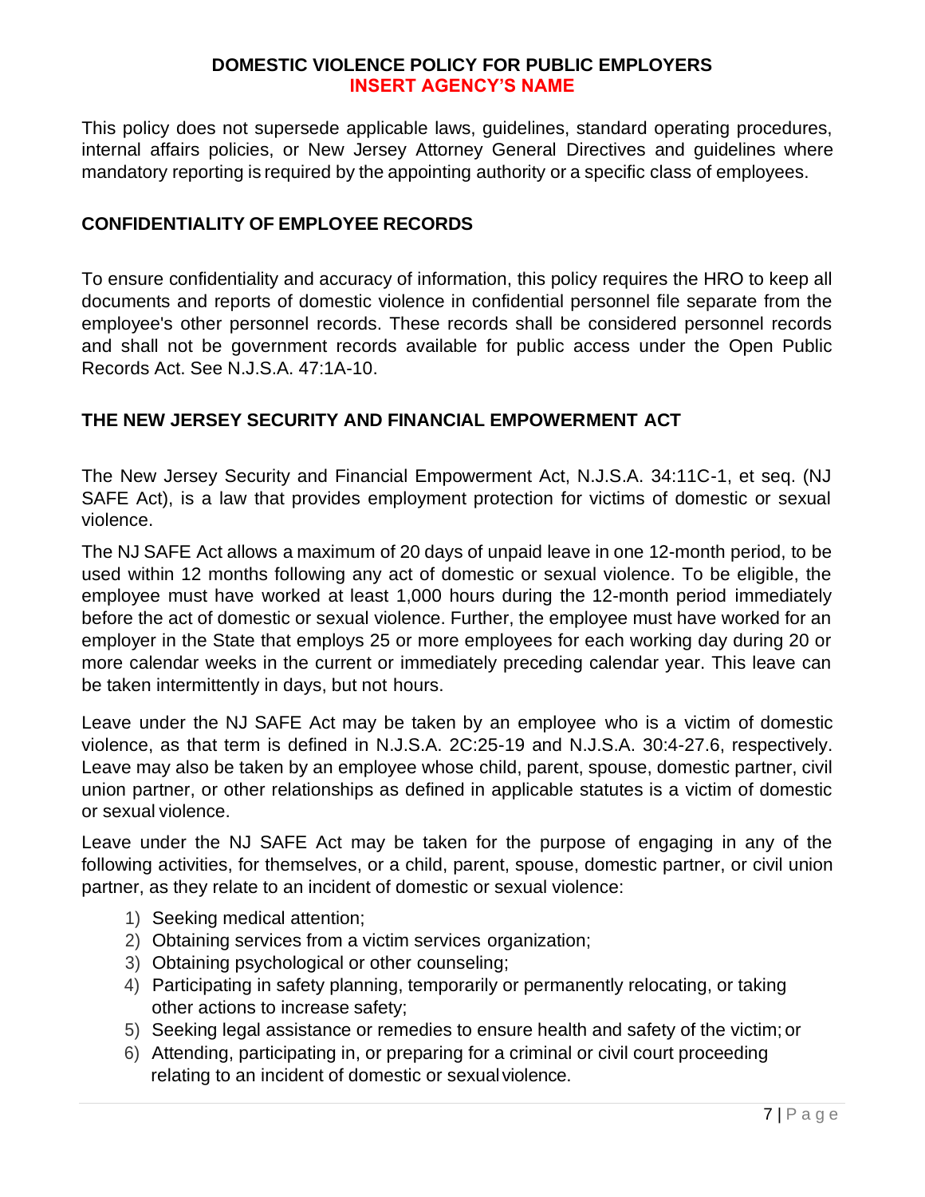This policy does not supersede applicable laws, guidelines, standard operating procedures, internal affairs policies, or New Jersey Attorney General Directives and guidelines where mandatory reporting is required by the appointing authority or a specific class of employees.

## CONFIDENTIALITY OF EMPLOYEE RECORDS

To ensure confidentiality and accuracy of information, this policy requires the HRO to keep all documents and reports of domestic violence in confidential personnel file separate from the employee's other personnel records. These records shall be considered personnel records and shall not be government records available for public access under the Open Public Records Act. See N.J.S.A. 47:1A-10.

## THE NEW JERSEY SECURITY AND FINANCIAL EMPOWERMENT ACT

The New Jersey Security and Financial Empowerment Act, N.J.S.A. 34:11C-1, et seq. (NJ SAFE Act), is a law that provides employment protection for victims of domestic or sexual violence.

The NJ SAFE Act allows a maximum of 20 days of unpaid leave in one 12-month period, to be used within 12 months following any act of domestic or sexual violence. To be eligible, the employee must have worked at least 1,000 hours during the 12-month period immediately before the act of domestic or sexual violence. Further, the employee must have worked for an employer in the State that employs 25 or more employees for each working day during 20 or more calendar weeks in the current or immediately preceding calendar year. This leave can be taken intermittently in days, but not hours.

Leave under the NJ SAFE Act may be taken by an employee who is a victim of domestic violence, as that term is defined in N.J.S.A. 2C:25-19 and N.J.S.A. 30:4-27.6, respectively. Leave may also be taken by an employee whose child, parent, spouse, domestic partner, civil union partner, or other relationships as defined in applicable statutes is a victim of domestic or sexual violence.

Leave under the NJ SAFE Act may be taken for the purpose of engaging in any of the following activities, for themselves, or a child, parent, spouse, domestic partner, or civil union partner, as they relate to an incident of domestic or sexual violence:

1) Seeking medical attention;
2) Obtaining services from a victim services organization;
3) Obtaining psychological or other counseling;
4) Participating in safety planning, temporarily or permanently relocating, or taking other actions to increase safety;
5) Seeking legal assistance or remedies to ensure health and safety of the victim; or
6) Attending, participating in, or preparing for a criminal or civil court proceeding relating to an incident of domestic or sexual violence.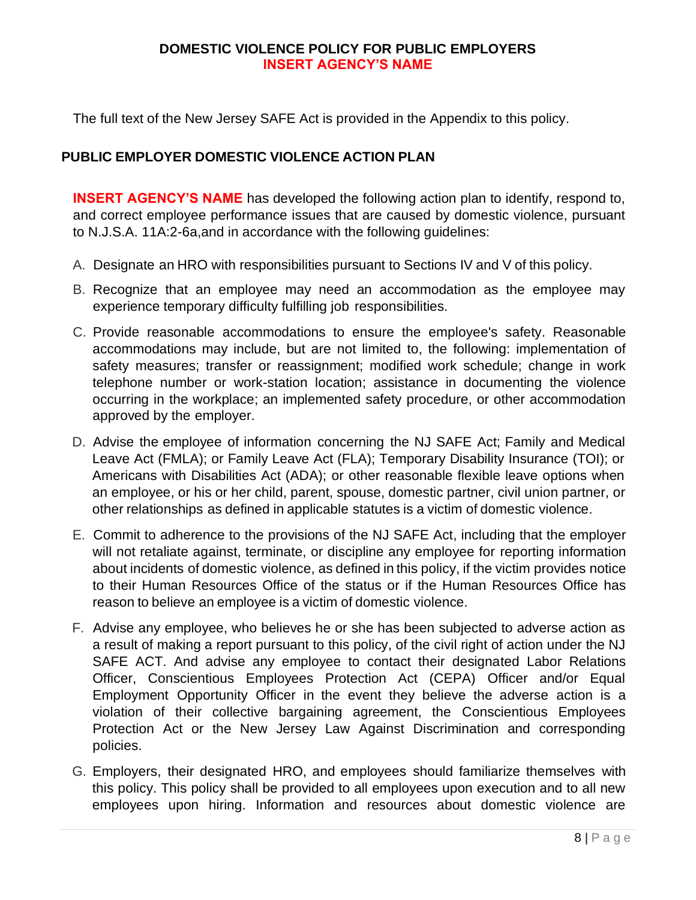The full text of the New Jersey SAFE Act is provided in the Appendix to this policy.

## PUBLIC EMPLOYER DOMESTIC VIOLENCE ACTION PLAN

**INSERT AGENCY'S NAME** has developed the following action plan to identify, respond to, and correct employee performance issues that are caused by domestic violence, pursuant to N.J.S.A. 11A:2-6a,and in accordance with the following guidelines:

A. Designate an HRO with responsibilities pursuant to Sections IV and V of this policy.

B. Recognize that an employee may need an accommodation as the employee may experience temporary difficulty fulfilling job responsibilities.

C. Provide reasonable accommodations to ensure the employee's safety. Reasonable accommodations may include, but are not limited to, the following: implementation of safety measures; transfer or reassignment; modified work schedule; change in work telephone number or work-station location; assistance in documenting the violence occurring in the workplace; an implemented safety procedure, or other accommodation approved by the employer.

D. Advise the employee of information concerning the NJ SAFE Act; Family and Medical Leave Act (FMLA); or Family Leave Act (FLA); Temporary Disability Insurance (TOI); or Americans with Disabilities Act (ADA); or other reasonable flexible leave options when an employee, or his or her child, parent, spouse, domestic partner, civil union partner, or other relationships as defined in applicable statutes is a victim of domestic violence.

E. Commit to adherence to the provisions of the NJ SAFE Act, including that the employer will not retaliate against, terminate, or discipline any employee for reporting information about incidents of domestic violence, as defined in this policy, if the victim provides notice to their Human Resources Office of the status or if the Human Resources Office has reason to believe an employee is a victim of domestic violence.

F. Advise any employee, who believes he or she has been subjected to adverse action as a result of making a report pursuant to this policy, of the civil right of action under the NJ SAFE ACT. And advise any employee to contact their designated Labor Relations Officer, Conscientious Employees Protection Act (CEPA) Officer and/or Equal Employment Opportunity Officer in the event they believe the adverse action is a violation of their collective bargaining agreement, the Conscientious Employees Protection Act or the New Jersey Law Against Discrimination and corresponding policies.

G. Employers, their designated HRO, and employees should familiarize themselves with this policy. This policy shall be provided to all employees upon execution and to all new employees upon hiring. Information and resources about domestic violence are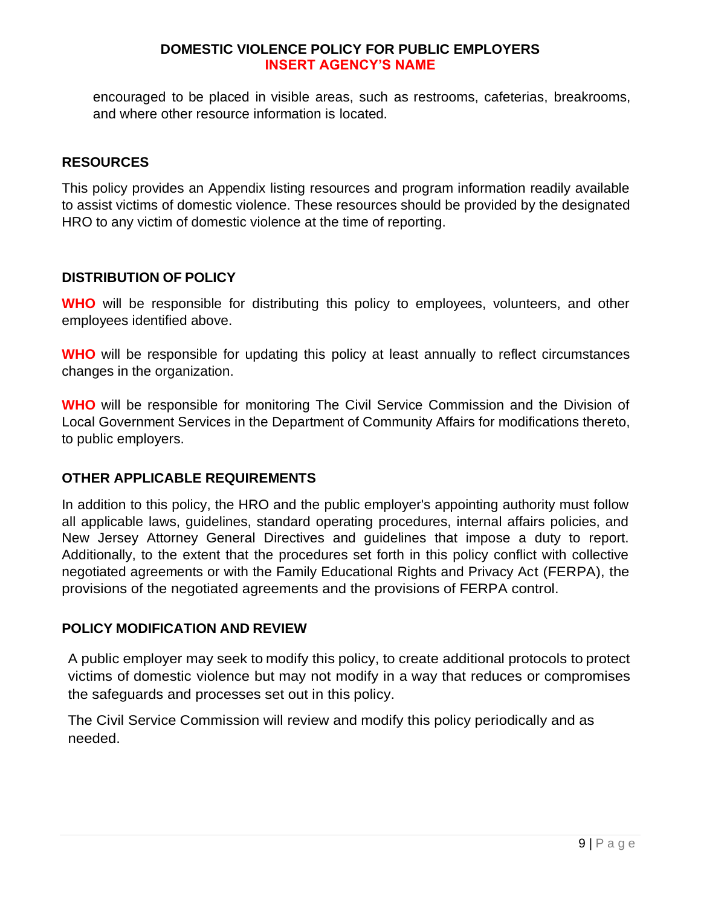encouraged to be placed in visible areas, such as restrooms, cafeterias, breakrooms, and where other resource information is located.

## RESOURCES

This policy provides an Appendix listing resources and program information readily available to assist victims of domestic violence. These resources should be provided by the designated HRO to any victim of domestic violence at the time of reporting.

## DISTRIBUTION OF POLICY

**WHO** will be responsible for distributing this policy to employees, volunteers, and other employees identified above.

**WHO** will be responsible for updating this policy at least annually to reflect circumstances changes in the organization.

**WHO** will be responsible for monitoring The Civil Service Commission and the Division of Local Government Services in the Department of Community Affairs for modifications thereto, to public employers.

## OTHER APPLICABLE REQUIREMENTS

In addition to this policy, the HRO and the public employer's appointing authority must follow all applicable laws, guidelines, standard operating procedures, internal affairs policies, and New Jersey Attorney General Directives and guidelines that impose a duty to report. Additionally, to the extent that the procedures set forth in this policy conflict with collective negotiated agreements or with the Family Educational Rights and Privacy Act (FERPA), the provisions of the negotiated agreements and the provisions of FERPA control.

## POLICY MODIFICATION AND REVIEW

A public employer may seek to modify this policy, to create additional protocols to protect victims of domestic violence but may not modify in a way that reduces or compromises the safeguards and processes set out in this policy.

The Civil Service Commission will review and modify this policy periodically and as needed.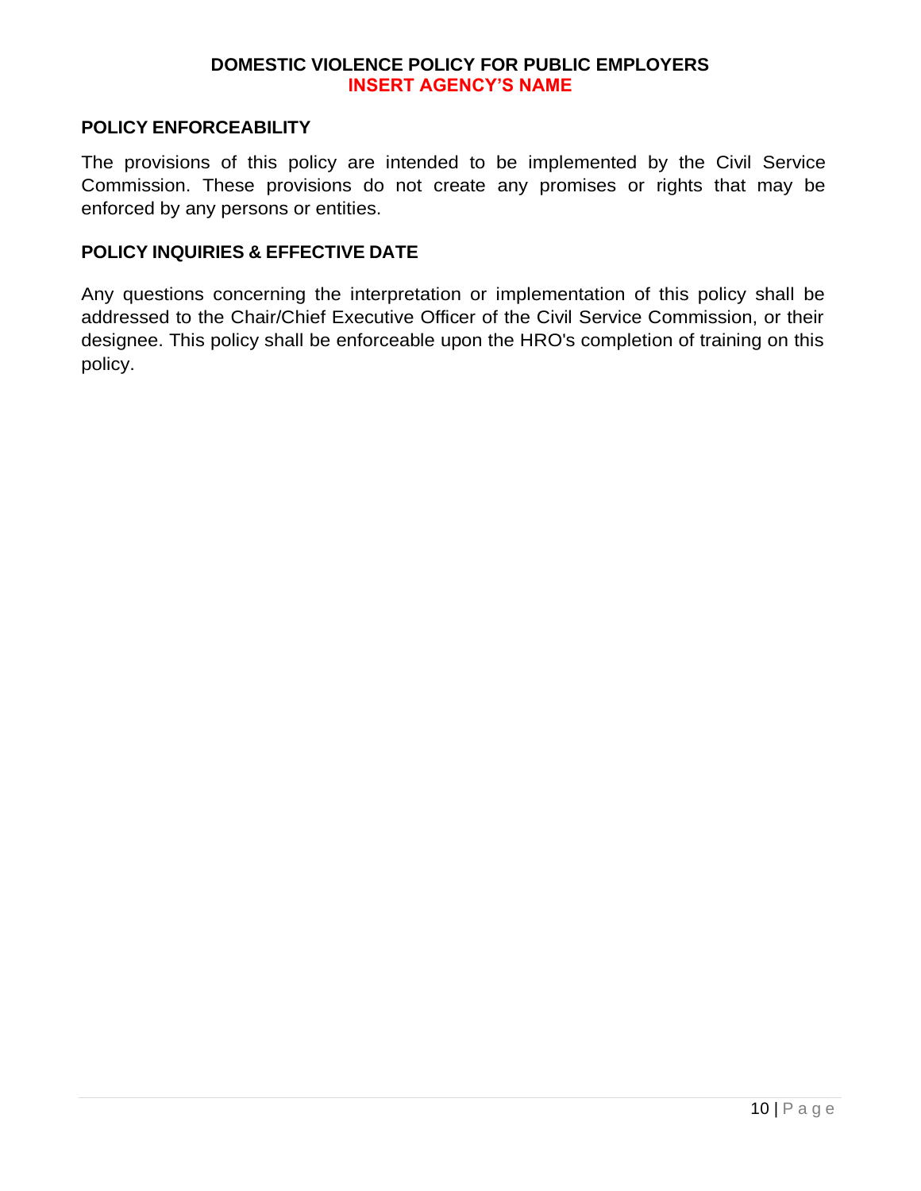## POLICY ENFORCEABILITY

The provisions of this policy are intended to be implemented by the Civil Service Commission. These provisions do not create any promises or rights that may be enforced by any persons or entities.

## POLICY INQUIRIES & EFFECTIVE DATE

Any questions concerning the interpretation or implementation of this policy shall be addressed to the Chair/Chief Executive Officer of the Civil Service Commission, or their designee. This policy shall be enforceable upon the HRO's completion of training on this policy.